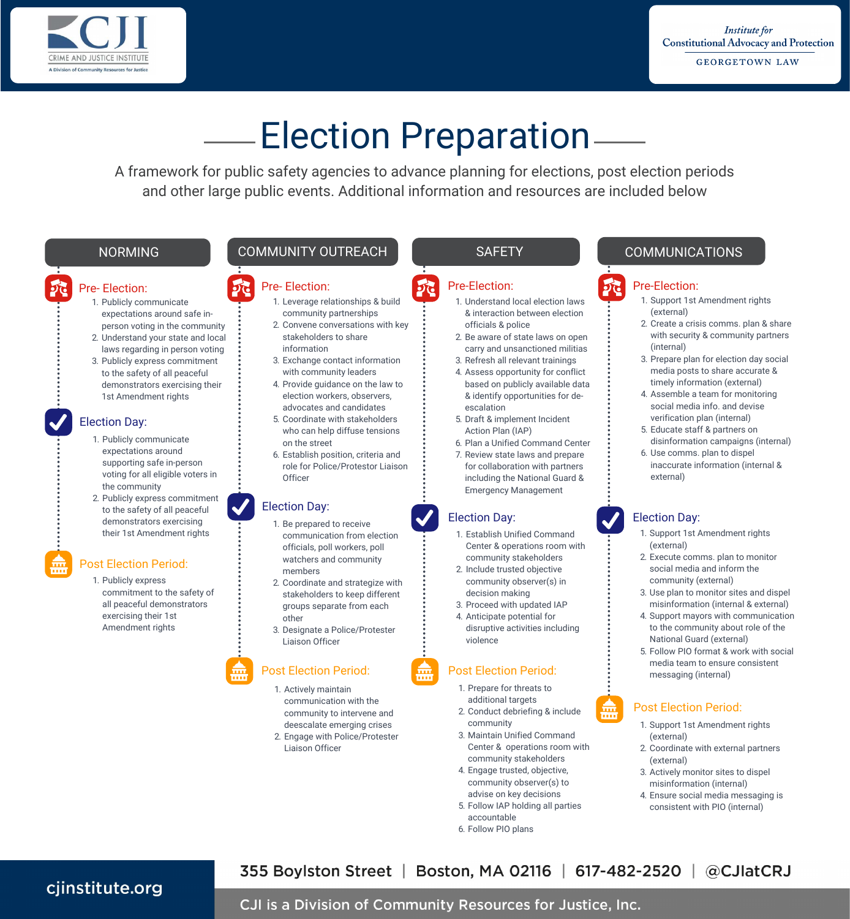CJI — CRIME AND JUSTICE INSTITUTE — A Division of Community Resources for Justice

*Institute for* Constitutional Advocacy and Protection — GEORGETOWN LAW

# Election Preparation

A framework for public safety agencies to advance planning for elections, post election periods and other large public events. Additional information and resources are included below

## NORMING

### Pre- Election:

1. Publicly communicate expectations around safe in-person voting in the community
2. Understand your state and local laws regarding in person voting
3. Publicly express commitment to the safety of all peaceful demonstrators exercising their 1st Amendment rights

### Election Day:

1. Publicly communicate expectations around supporting safe in-person voting for all eligible voters in the community
2. Publicly express commitment to the safety of all peaceful demonstrators exercising their 1st Amendment rights

### Post Election Period:

1. Publicly express commitment to the safety of all peaceful demonstrators exercising their 1st Amendment rights

## COMMUNITY OUTREACH

### Pre- Election:

1. Leverage relationships & build community partnerships
2. Convene conversations with key stakeholders to share information
3. Exchange contact information with community leaders
4. Provide guidance on the law to election workers, observers, advocates and candidates
5. Coordinate with stakeholders who can help diffuse tensions on the street
6. Establish position, criteria and role for Police/Protestor Liaison Officer

### Election Day:

1. Be prepared to receive communication from election officials, poll workers, poll watchers and community members
2. Coordinate and strategize with stakeholders to keep different groups separate from each other
3. Designate a Police/Protester Liaison Officer

### Post Election Period:

1. Actively maintain communication with the community to intervene and deescalate emerging crises
2. Engage with Police/Protester Liaison Officer

## SAFETY

### Pre-Election:

1. Understand local election laws & interaction between election officials & police
2. Be aware of state laws on open carry and unsanctioned militias
3. Refresh all relevant trainings
4. Assess opportunity for conflict based on publicly available data & identify opportunities for de-escalation
5. Draft & implement Incident Action Plan (IAP)
6. Plan a Unified Command Center
7. Review state laws and prepare for collaboration with partners including the National Guard & Emergency Management

### Election Day:

1. Establish Unified Command Center & operations room with community stakeholders
2. Include trusted objective community observer(s) in decision making
3. Proceed with updated IAP
4. Anticipate potential for disruptive activities including violence

### Post Election Period:

1. Prepare for threats to additional targets
2. Conduct debriefing & include community
3. Maintain Unified Command Center & operations room with community stakeholders
4. Engage trusted, objective, community observer(s) to advise on key decisions
5. Follow IAP holding all parties accountable
6. Follow PIO plans

## COMMUNICATIONS

### Pre-Election:

1. Support 1st Amendment rights (external)
2. Create a crisis comms. plan & share with security & community partners (internal)
3. Prepare plan for election day social media posts to share accurate & timely information (external)
4. Assemble a team for monitoring social media info. and devise verification plan (internal)
5. Educate staff & partners on disinformation campaigns (internal)
6. Use comms. plan to dispel inaccurate information (internal & external)

### Election Day:

1. Support 1st Amendment rights (external)
2. Execute comms. plan to monitor social media and inform the community (external)
3. Use plan to monitor sites and dispel misinformation (internal & external)
4. Support mayors with communication to the community about role of the National Guard (external)
5. Follow PIO format & work with social media team to ensure consistent messaging (internal)

### Post Election Period:

1. Support 1st Amendment rights (external)
2. Coordinate with external partners (external)
3. Actively monitor sites to dispel misinformation (internal)
4. Ensure social media messaging is consistent with PIO (internal)

cjinstitute.org

355 Boylston Street | Boston, MA 02116 | 617-482-2520 | @CJIatCRJ

CJI is a Division of Community Resources for Justice, Inc.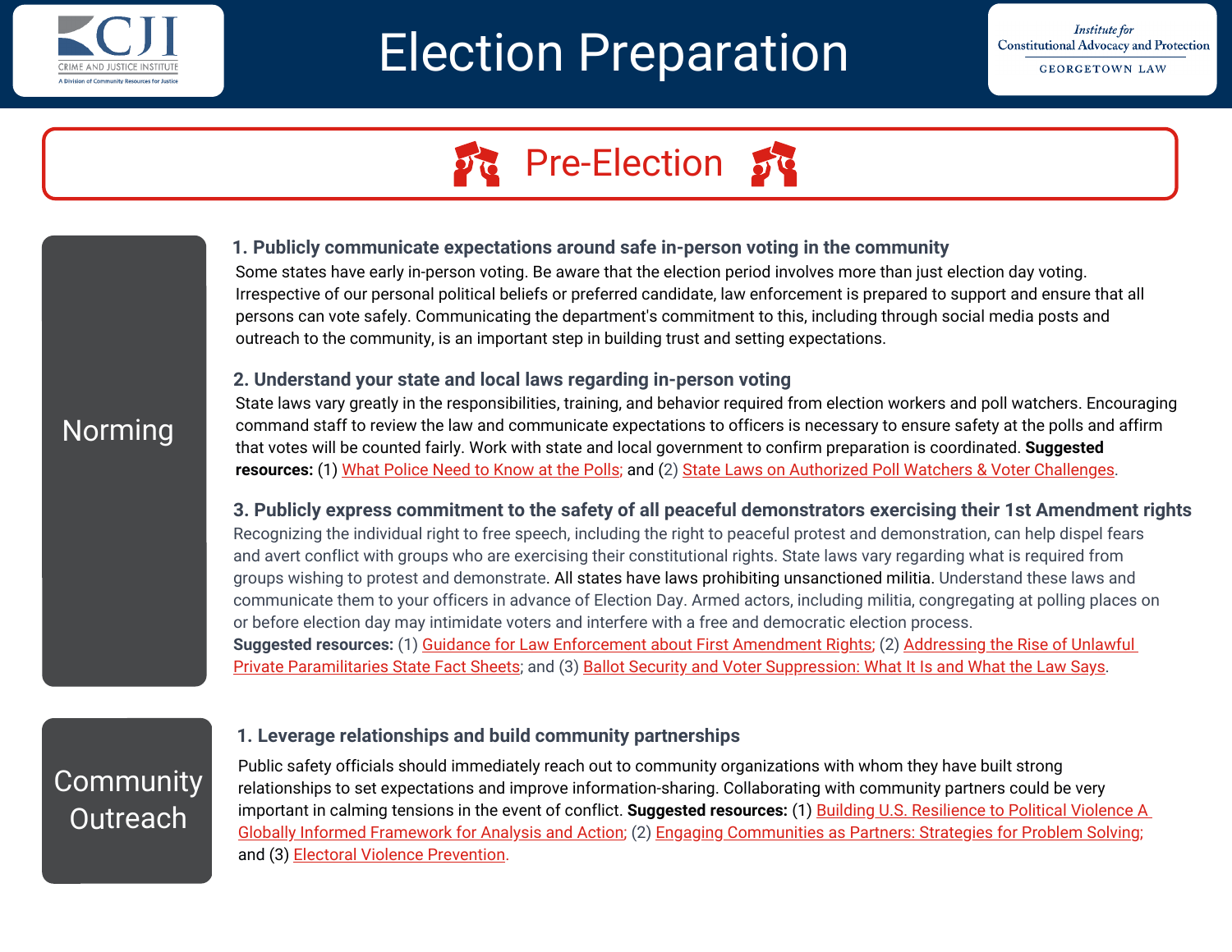# Election Preparation

## Pre-Election

### Norming

**1. Publicly communicate expectations around safe in-person voting in the community**

Some states have early in-person voting. Be aware that the election period involves more than just election day voting. Irrespective of our personal political beliefs or preferred candidate, law enforcement is prepared to support and ensure that all persons can vote safely. Communicating the department's commitment to this, including through social media posts and outreach to the community, is an important step in building trust and setting expectations.

**2. Understand your state and local laws regarding in-person voting**

State laws vary greatly in the responsibilities, training, and behavior required from election workers and poll watchers. Encouraging command staff to review the law and communicate expectations to officers is necessary to ensure safety at the polls and affirm that votes will be counted fairly. Work with state and local government to confirm preparation is coordinated. **Suggested resources:** (1) What Police Need to Know at the Polls; and (2) State Laws on Authorized Poll Watchers & Voter Challenges.

**3. Publicly express commitment to the safety of all peaceful demonstrators exercising their 1st Amendment rights**

Recognizing the individual right to free speech, including the right to peaceful protest and demonstration, can help dispel fears and avert conflict with groups who are exercising their constitutional rights. State laws vary regarding what is required from groups wishing to protest and demonstrate. All states have laws prohibiting unsanctioned militia. Understand these laws and communicate them to your officers in advance of Election Day. Armed actors, including militia, congregating at polling places on or before election day may intimidate voters and interfere with a free and democratic election process.
**Suggested resources:** (1) Guidance for Law Enforcement about First Amendment Rights; (2) Addressing the Rise of Unlawful Private Paramilitaries State Fact Sheets; and (3) Ballot Security and Voter Suppression: What It Is and What the Law Says.

### Community Outreach

**1. Leverage relationships and build community partnerships**

Public safety officials should immediately reach out to community organizations with whom they have built strong relationships to set expectations and improve information-sharing. Collaborating with community partners could be very important in calming tensions in the event of conflict. **Suggested resources:** (1) Building U.S. Resilience to Political Violence A Globally Informed Framework for Analysis and Action; (2) Engaging Communities as Partners: Strategies for Problem Solving; and (3) Electoral Violence Prevention.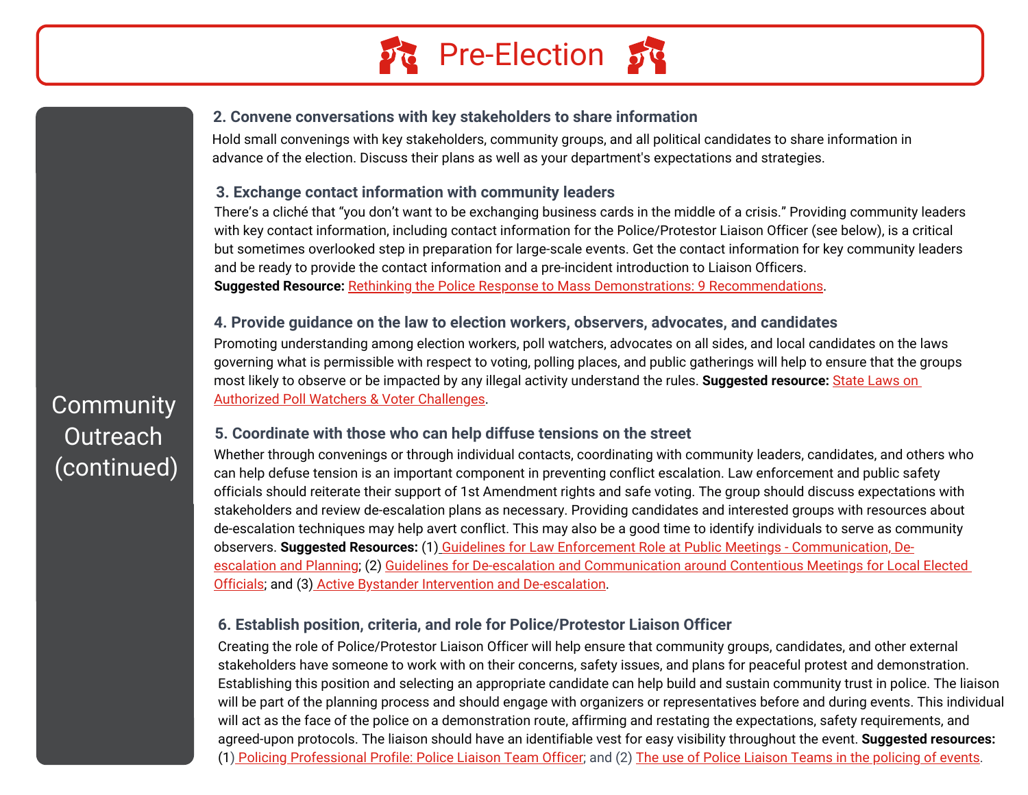# Pre-Election

## Community Outreach (continued)

### 2. Convene conversations with key stakeholders to share information

Hold small convenings with key stakeholders, community groups, and all political candidates to share information in advance of the election. Discuss their plans as well as your department's expectations and strategies.

### 3. Exchange contact information with community leaders

There's a cliché that "you don't want to be exchanging business cards in the middle of a crisis." Providing community leaders with key contact information, including contact information for the Police/Protestor Liaison Officer (see below), is a critical but sometimes overlooked step in preparation for large-scale events. Get the contact information for key community leaders and be ready to provide the contact information and a pre-incident introduction to Liaison Officers.
**Suggested Resource:** Rethinking the Police Response to Mass Demonstrations: 9 Recommendations.

### 4. Provide guidance on the law to election workers, observers, advocates, and candidates

Promoting understanding among election workers, poll watchers, advocates on all sides, and local candidates on the laws governing what is permissible with respect to voting, polling places, and public gatherings will help to ensure that the groups most likely to observe or be impacted by any illegal activity understand the rules. **Suggested resource:** State Laws on Authorized Poll Watchers & Voter Challenges.

### 5. Coordinate with those who can help diffuse tensions on the street

Whether through convenings or through individual contacts, coordinating with community leaders, candidates, and others who can help defuse tension is an important component in preventing conflict escalation. Law enforcement and public safety officials should reiterate their support of 1st Amendment rights and safe voting. The group should discuss expectations with stakeholders and review de-escalation plans as necessary. Providing candidates and interested groups with resources about de-escalation techniques may help avert conflict. This may also be a good time to identify individuals to serve as community observers. **Suggested Resources:** (1) Guidelines for Law Enforcement Role at Public Meetings - Communication, De-escalation and Planning; (2) Guidelines for De-escalation and Communication around Contentious Meetings for Local Elected Officials; and (3) Active Bystander Intervention and De-escalation.

### 6. Establish position, criteria, and role for Police/Protestor Liaison Officer

Creating the role of Police/Protestor Liaison Officer will help ensure that community groups, candidates, and other external stakeholders have someone to work with on their concerns, safety issues, and plans for peaceful protest and demonstration. Establishing this position and selecting an appropriate candidate can help build and sustain community trust in police. The liaison will be part of the planning process and should engage with organizers or representatives before and during events. This individual will act as the face of the police on a demonstration route, affirming and restating the expectations, safety requirements, and agreed-upon protocols. The liaison should have an identifiable vest for easy visibility throughout the event. **Suggested resources:** (1) Policing Professional Profile: Police Liaison Team Officer; and (2) The use of Police Liaison Teams in the policing of events.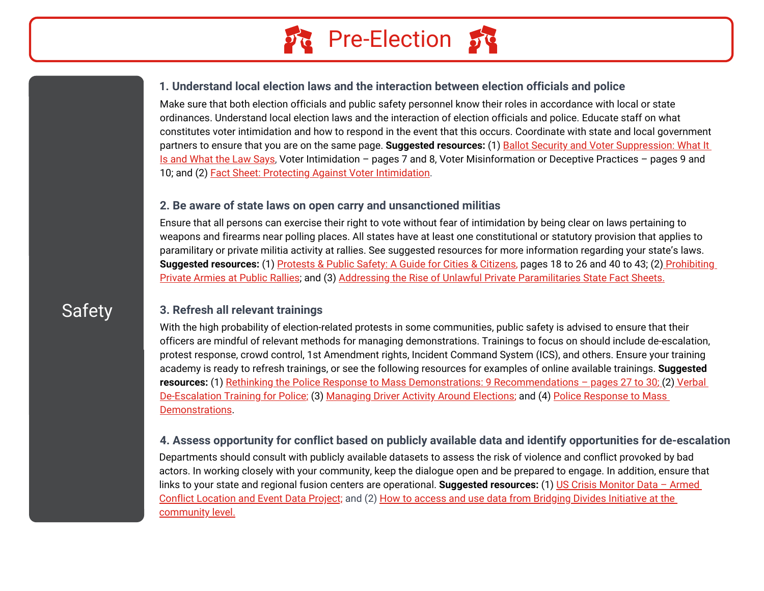# Pre-Election

## Safety

### 1. Understand local election laws and the interaction between election officials and police

Make sure that both election officials and public safety personnel know their roles in accordance with local or state ordinances. Understand local election laws and the interaction of election officials and police. Educate staff on what constitutes voter intimidation and how to respond in the event that this occurs. Coordinate with state and local government partners to ensure that you are on the same page. **Suggested resources:** (1) Ballot Security and Voter Suppression: What It Is and What the Law Says, Voter Intimidation – pages 7 and 8, Voter Misinformation or Deceptive Practices – pages 9 and 10; and (2) Fact Sheet: Protecting Against Voter Intimidation.

### 2. Be aware of state laws on open carry and unsanctioned militias

Ensure that all persons can exercise their right to vote without fear of intimidation by being clear on laws pertaining to weapons and firearms near polling places. All states have at least one constitutional or statutory provision that applies to paramilitary or private militia activity at rallies. See suggested resources for more information regarding your state's laws. **Suggested resources:** (1) Protests & Public Safety: A Guide for Cities & Citizens, pages 18 to 26 and 40 to 43; (2) Prohibiting Private Armies at Public Rallies; and (3) Addressing the Rise of Unlawful Private Paramilitaries State Fact Sheets.

### 3. Refresh all relevant trainings

With the high probability of election-related protests in some communities, public safety is advised to ensure that their officers are mindful of relevant methods for managing demonstrations. Trainings to focus on should include de-escalation, protest response, crowd control, 1st Amendment rights, Incident Command System (ICS), and others. Ensure your training academy is ready to refresh trainings, or see the following resources for examples of online available trainings. **Suggested resources:** (1) Rethinking the Police Response to Mass Demonstrations: 9 Recommendations – pages 27 to 30; (2) Verbal De-Escalation Training for Police; (3) Managing Driver Activity Around Elections; and (4) Police Response to Mass Demonstrations.

### 4. Assess opportunity for conflict based on publicly available data and identify opportunities for de-escalation

Departments should consult with publicly available datasets to assess the risk of violence and conflict provoked by bad actors. In working closely with your community, keep the dialogue open and be prepared to engage. In addition, ensure that links to your state and regional fusion centers are operational. **Suggested resources:** (1) US Crisis Monitor Data – Armed Conflict Location and Event Data Project; and (2) How to access and use data from Bridging Divides Initiative at the community level.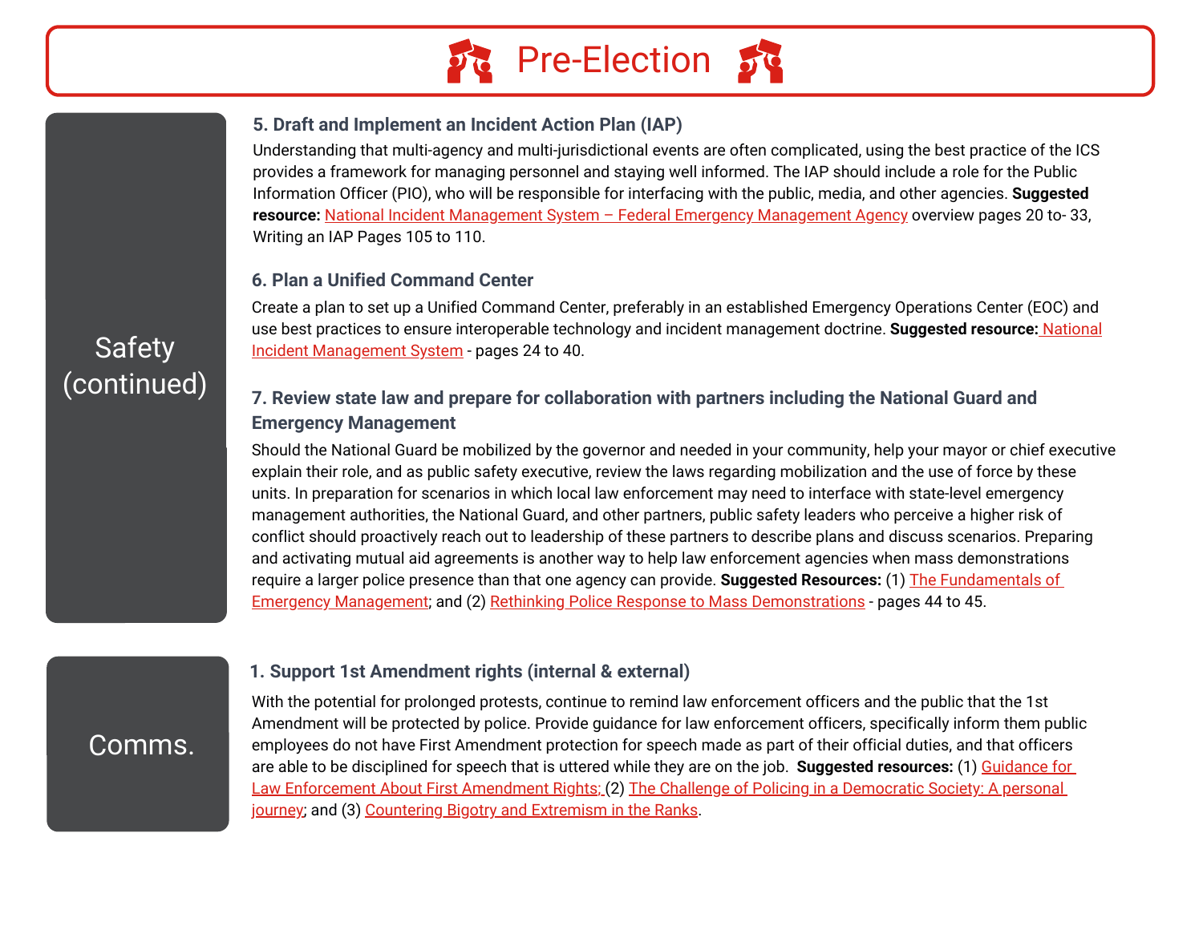# Pre-Election

## Safety (continued)

### 5. Draft and Implement an Incident Action Plan (IAP)

Understanding that multi-agency and multi-jurisdictional events are often complicated, using the best practice of the ICS provides a framework for managing personnel and staying well informed. The IAP should include a role for the Public Information Officer (PIO), who will be responsible for interfacing with the public, media, and other agencies. **Suggested resource:** National Incident Management System – Federal Emergency Management Agency overview pages 20 to- 33, Writing an IAP Pages 105 to 110.

### 6. Plan a Unified Command Center

Create a plan to set up a Unified Command Center, preferably in an established Emergency Operations Center (EOC) and use best practices to ensure interoperable technology and incident management doctrine. **Suggested resource:** National Incident Management System - pages 24 to 40.

### 7. Review state law and prepare for collaboration with partners including the National Guard and Emergency Management

Should the National Guard be mobilized by the governor and needed in your community, help your mayor or chief executive explain their role, and as public safety executive, review the laws regarding mobilization and the use of force by these units. In preparation for scenarios in which local law enforcement may need to interface with state-level emergency management authorities, the National Guard, and other partners, public safety leaders who perceive a higher risk of conflict should proactively reach out to leadership of these partners to describe plans and discuss scenarios. Preparing and activating mutual aid agreements is another way to help law enforcement agencies when mass demonstrations require a larger police presence than that one agency can provide. **Suggested Resources:** (1) The Fundamentals of Emergency Management; and (2) Rethinking Police Response to Mass Demonstrations - pages 44 to 45.

## Comms.

### 1. Support 1st Amendment rights (internal & external)

With the potential for prolonged protests, continue to remind law enforcement officers and the public that the 1st Amendment will be protected by police. Provide guidance for law enforcement officers, specifically inform them public employees do not have First Amendment protection for speech made as part of their official duties, and that officers are able to be disciplined for speech that is uttered while they are on the job. **Suggested resources:** (1) Guidance for Law Enforcement About First Amendment Rights; (2) The Challenge of Policing in a Democratic Society: A personal journey; and (3) Countering Bigotry and Extremism in the Ranks.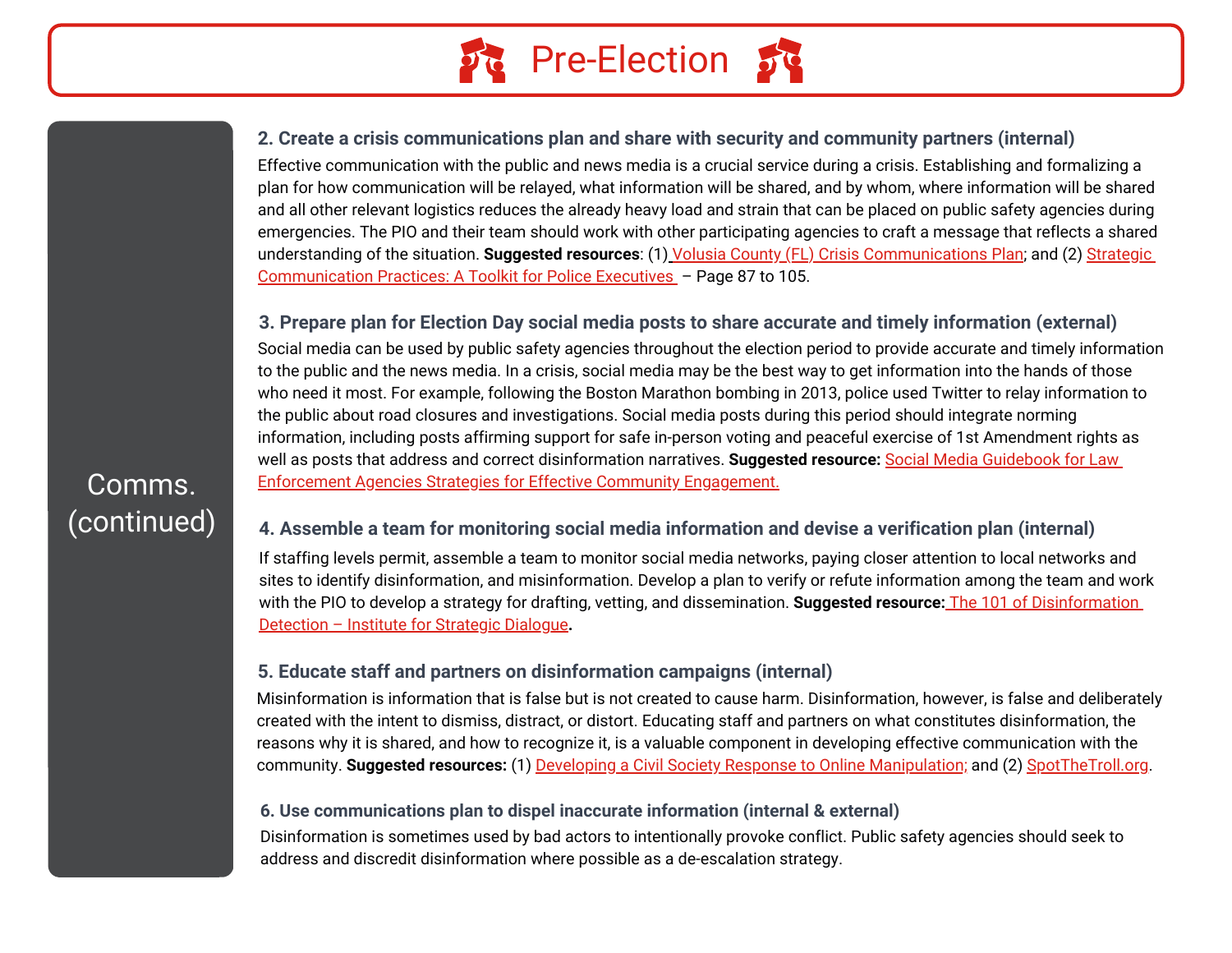# Pre-Election

## Comms. (continued)

### 2. Create a crisis communications plan and share with security and community partners (internal)

Effective communication with the public and news media is a crucial service during a crisis. Establishing and formalizing a plan for how communication will be relayed, what information will be shared, and by whom, where information will be shared and all other relevant logistics reduces the already heavy load and strain that can be placed on public safety agencies during emergencies. The PIO and their team should work with other participating agencies to craft a message that reflects a shared understanding of the situation. **Suggested resources**: (1) Volusia County (FL) Crisis Communications Plan; and (2) Strategic Communication Practices: A Toolkit for Police Executives – Page 87 to 105.

### 3. Prepare plan for Election Day social media posts to share accurate and timely information (external)

Social media can be used by public safety agencies throughout the election period to provide accurate and timely information to the public and the news media. In a crisis, social media may be the best way to get information into the hands of those who need it most. For example, following the Boston Marathon bombing in 2013, police used Twitter to relay information to the public about road closures and investigations. Social media posts during this period should integrate norming information, including posts affirming support for safe in-person voting and peaceful exercise of 1st Amendment rights as well as posts that address and correct disinformation narratives. **Suggested resource:** Social Media Guidebook for Law Enforcement Agencies Strategies for Effective Community Engagement.

### 4. Assemble a team for monitoring social media information and devise a verification plan (internal)

If staffing levels permit, assemble a team to monitor social media networks, paying closer attention to local networks and sites to identify disinformation, and misinformation. Develop a plan to verify or refute information among the team and work with the PIO to develop a strategy for drafting, vetting, and dissemination. **Suggested resource:** The 101 of Disinformation Detection – Institute for Strategic Dialogue.

### 5. Educate staff and partners on disinformation campaigns (internal)

Misinformation is information that is false but is not created to cause harm. Disinformation, however, is false and deliberately created with the intent to dismiss, distract, or distort. Educating staff and partners on what constitutes disinformation, the reasons why it is shared, and how to recognize it, is a valuable component in developing effective communication with the community. **Suggested resources:** (1) Developing a Civil Society Response to Online Manipulation; and (2) SpotTheTroll.org.

### 6. Use communications plan to dispel inaccurate information (internal & external)

Disinformation is sometimes used by bad actors to intentionally provoke conflict. Public safety agencies should seek to address and discredit disinformation where possible as a de-escalation strategy.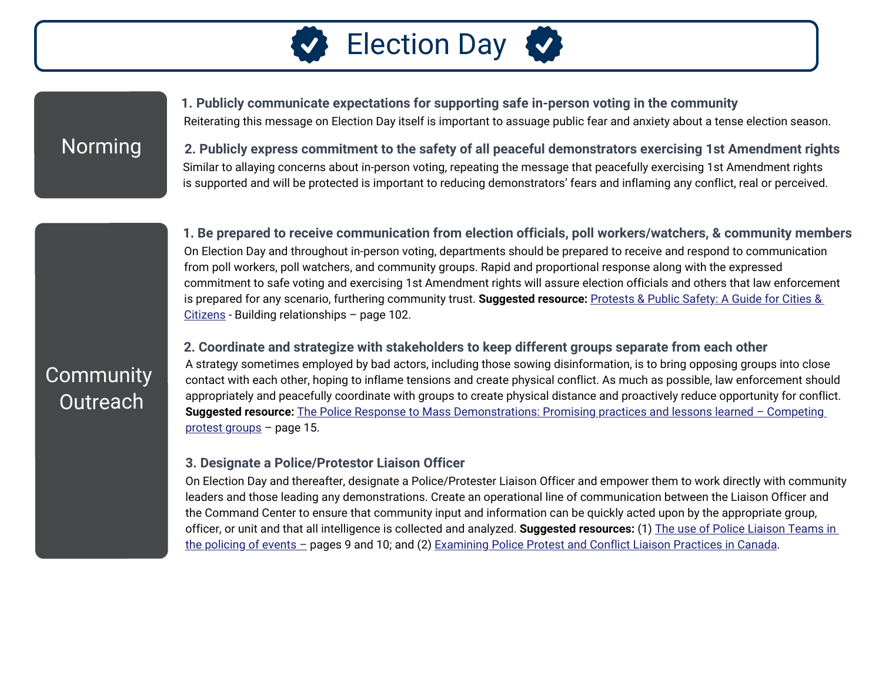# Election Day

## Norming

### 1. Publicly communicate expectations for supporting safe in-person voting in the community

Reiterating this message on Election Day itself is important to assuage public fear and anxiety about a tense election season.

### 2. Publicly express commitment to the safety of all peaceful demonstrators exercising 1st Amendment rights

Similar to allaying concerns about in-person voting, repeating the message that peacefully exercising 1st Amendment rights is supported and will be protected is important to reducing demonstrators' fears and inflaming any conflict, real or perceived.

## Community Outreach

### 1. Be prepared to receive communication from election officials, poll workers/watchers, & community members

On Election Day and throughout in-person voting, departments should be prepared to receive and respond to communication from poll workers, poll watchers, and community groups. Rapid and proportional response along with the expressed commitment to safe voting and exercising 1st Amendment rights will assure election officials and others that law enforcement is prepared for any scenario, furthering community trust. **Suggested resource:** Protests & Public Safety: A Guide for Cities & Citizens - Building relationships – page 102.

### 2. Coordinate and strategize with stakeholders to keep different groups separate from each other

A strategy sometimes employed by bad actors, including those sowing disinformation, is to bring opposing groups into close contact with each other, hoping to inflame tensions and create physical conflict. As much as possible, law enforcement should appropriately and peacefully coordinate with groups to create physical distance and proactively reduce opportunity for conflict. **Suggested resource:** The Police Response to Mass Demonstrations: Promising practices and lessons learned – Competing protest groups – page 15.

### 3. Designate a Police/Protestor Liaison Officer

On Election Day and thereafter, designate a Police/Protester Liaison Officer and empower them to work directly with community leaders and those leading any demonstrations. Create an operational line of communication between the Liaison Officer and the Command Center to ensure that community input and information can be quickly acted upon by the appropriate group, officer, or unit and that all intelligence is collected and analyzed. **Suggested resources:** (1) The use of Police Liaison Teams in the policing of events – pages 9 and 10; and (2) Examining Police Protest and Conflict Liaison Practices in Canada.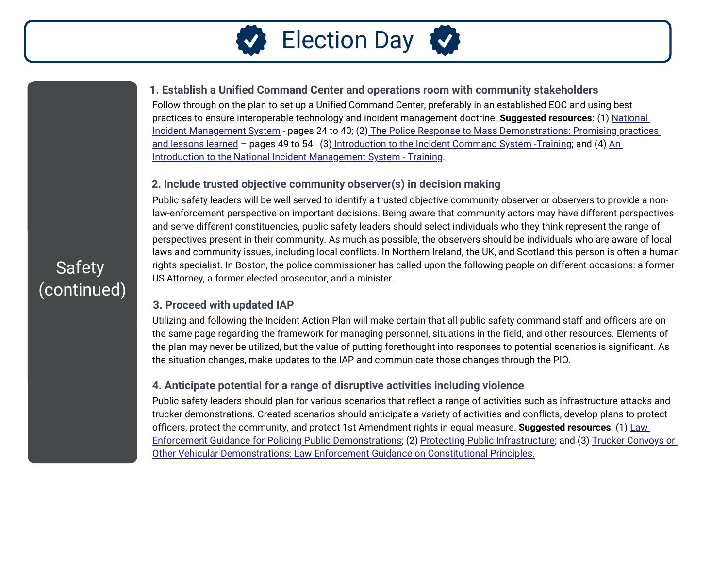# Election Day

## Safety (continued)

### 1. Establish a Unified Command Center and operations room with community stakeholders

Follow through on the plan to set up a Unified Command Center, preferably in an established EOC and using best practices to ensure interoperable technology and incident management doctrine. **Suggested resources:** (1) National Incident Management System - pages 24 to 40; (2) The Police Response to Mass Demonstrations: Promising practices and lessons learned – pages 49 to 54; (3) Introduction to the Incident Command System -Training; and (4) An Introduction to the National Incident Management System - Training.

### 2. Include trusted objective community observer(s) in decision making

Public safety leaders will be well served to identify a trusted objective community observer or observers to provide a non-law-enforcement perspective on important decisions. Being aware that community actors may have different perspectives and serve different constituencies, public safety leaders should select individuals who they think represent the range of perspectives present in their community. As much as possible, the observers should be individuals who are aware of local laws and community issues, including local conflicts. In Northern Ireland, the UK, and Scotland this person is often a human rights specialist. In Boston, the police commissioner has called upon the following people on different occasions: a former US Attorney, a former elected prosecutor, and a minister.

### 3. Proceed with updated IAP

Utilizing and following the Incident Action Plan will make certain that all public safety command staff and officers are on the same page regarding the framework for managing personnel, situations in the field, and other resources. Elements of the plan may never be utilized, but the value of putting forethought into responses to potential scenarios is significant. As the situation changes, make updates to the IAP and communicate those changes through the PIO.

### 4. Anticipate potential for a range of disruptive activities including violence

Public safety leaders should plan for various scenarios that reflect a range of activities such as infrastructure attacks and trucker demonstrations. Created scenarios should anticipate a variety of activities and conflicts, develop plans to protect officers, protect the community, and protect 1st Amendment rights in equal measure. **Suggested resources**: (1) Law Enforcement Guidance for Policing Public Demonstrations; (2) Protecting Public Infrastructure; and (3) Trucker Convoys or Other Vehicular Demonstrations: Law Enforcement Guidance on Constitutional Principles.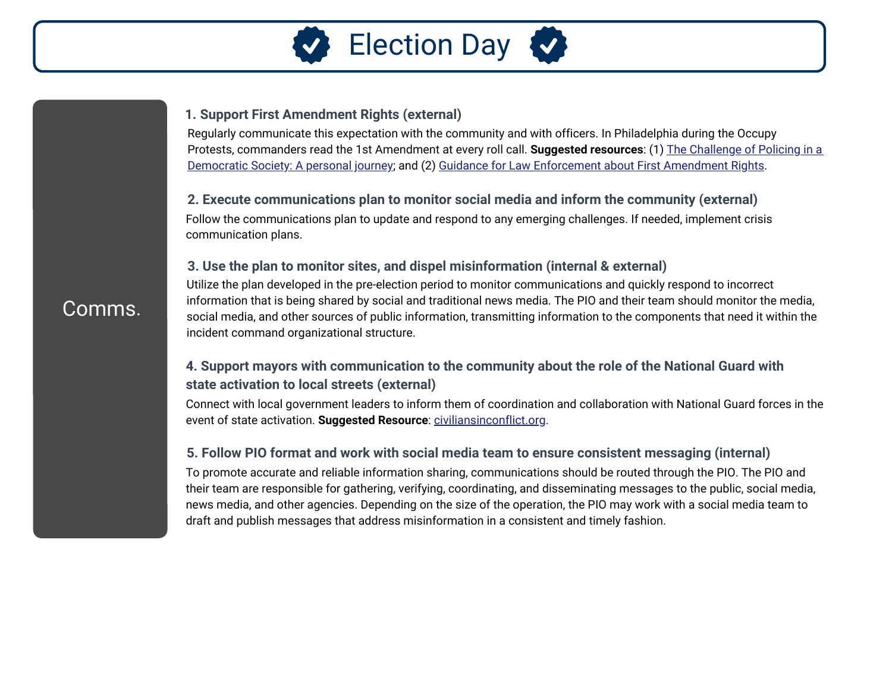# Election Day

## Comms.

### 1. Support First Amendment Rights (external)

Regularly communicate this expectation with the community and with officers. In Philadelphia during the Occupy Protests, commanders read the 1st Amendment at every roll call. **Suggested resources**: (1) The Challenge of Policing in a Democratic Society: A personal journey; and (2) Guidance for Law Enforcement about First Amendment Rights.

### 2. Execute communications plan to monitor social media and inform the community (external)

Follow the communications plan to update and respond to any emerging challenges. If needed, implement crisis communication plans.

### 3. Use the plan to monitor sites, and dispel misinformation (internal & external)

Utilize the plan developed in the pre-election period to monitor communications and quickly respond to incorrect information that is being shared by social and traditional news media. The PIO and their team should monitor the media, social media, and other sources of public information, transmitting information to the components that need it within the incident command organizational structure.

### 4. Support mayors with communication to the community about the role of the National Guard with state activation to local streets (external)

Connect with local government leaders to inform them of coordination and collaboration with National Guard forces in the event of state activation. **Suggested Resource**: civiliansinconflict.org.

### 5. Follow PIO format and work with social media team to ensure consistent messaging (internal)

To promote accurate and reliable information sharing, communications should be routed through the PIO. The PIO and their team are responsible for gathering, verifying, coordinating, and disseminating messages to the public, social media, news media, and other agencies. Depending on the size of the operation, the PIO may work with a social media team to draft and publish messages that address misinformation in a consistent and timely fashion.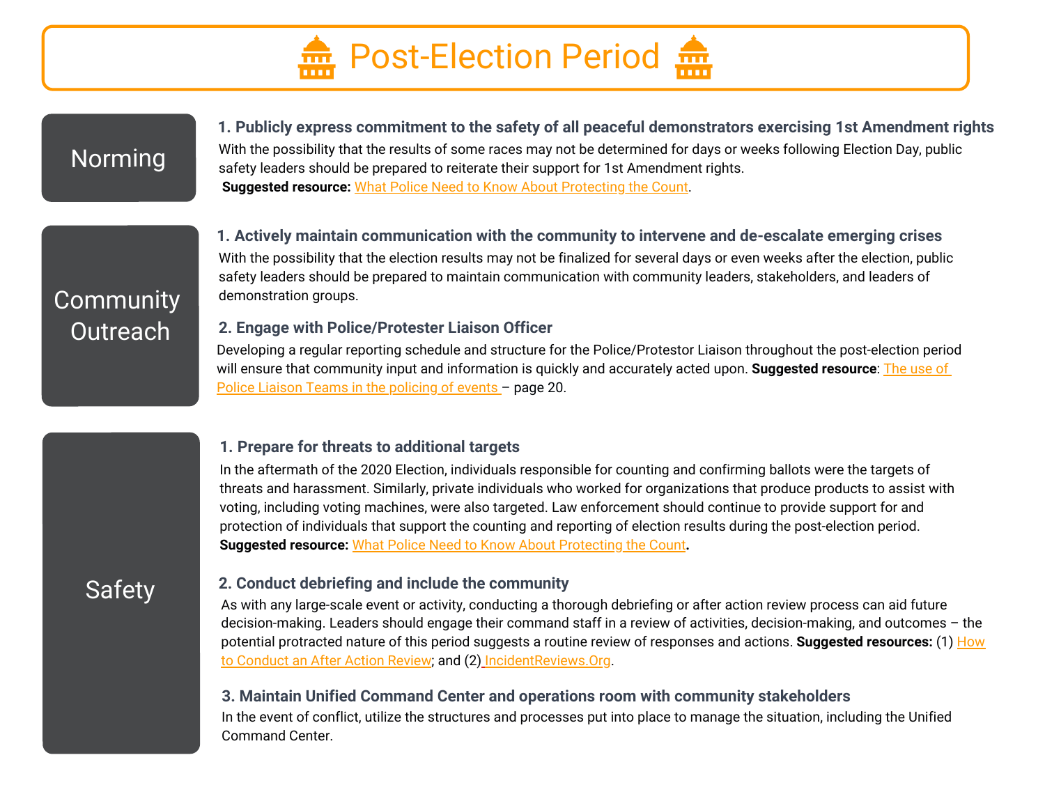# Post-Election Period

## Norming

### 1. Publicly express commitment to the safety of all peaceful demonstrators exercising 1st Amendment rights

With the possibility that the results of some races may not be determined for days or weeks following Election Day, public safety leaders should be prepared to reiterate their support for 1st Amendment rights.

**Suggested resource:** What Police Need to Know About Protecting the Count.

## Community Outreach

### 1. Actively maintain communication with the community to intervene and de-escalate emerging crises

With the possibility that the election results may not be finalized for several days or even weeks after the election, public safety leaders should be prepared to maintain communication with community leaders, stakeholders, and leaders of demonstration groups.

### 2. Engage with Police/Protester Liaison Officer

Developing a regular reporting schedule and structure for the Police/Protestor Liaison throughout the post-election period will ensure that community input and information is quickly and accurately acted upon. **Suggested resource**: The use of Police Liaison Teams in the policing of events – page 20.

## Safety

### 1. Prepare for threats to additional targets

In the aftermath of the 2020 Election, individuals responsible for counting and confirming ballots were the targets of threats and harassment. Similarly, private individuals who worked for organizations that produce products to assist with voting, including voting machines, were also targeted. Law enforcement should continue to provide support for and protection of individuals that support the counting and reporting of election results during the post-election period.

**Suggested resource:** What Police Need to Know About Protecting the Count.

### 2. Conduct debriefing and include the community

As with any large-scale event or activity, conducting a thorough debriefing or after action review process can aid future decision-making. Leaders should engage their command staff in a review of activities, decision-making, and outcomes – the potential protracted nature of this period suggests a routine review of responses and actions. **Suggested resources:** (1) How to Conduct an After Action Review; and (2) IncidentReviews.Org.

### 3. Maintain Unified Command Center and operations room with community stakeholders

In the event of conflict, utilize the structures and processes put into place to manage the situation, including the Unified Command Center.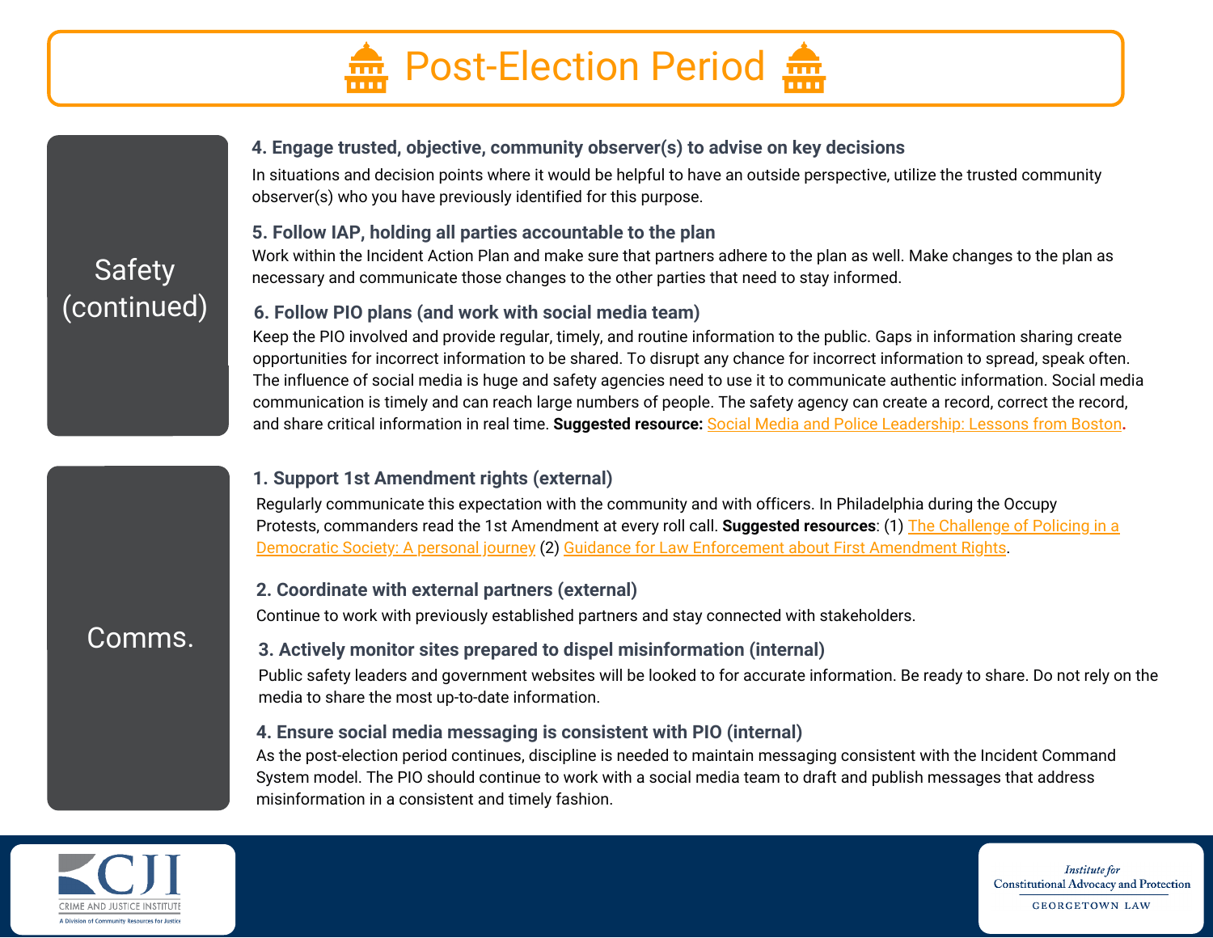# Post-Election Period

## Safety (continued)

### 4. Engage trusted, objective, community observer(s) to advise on key decisions

In situations and decision points where it would be helpful to have an outside perspective, utilize the trusted community observer(s) who you have previously identified for this purpose.

### 5. Follow IAP, holding all parties accountable to the plan

Work within the Incident Action Plan and make sure that partners adhere to the plan as well. Make changes to the plan as necessary and communicate those changes to the other parties that need to stay informed.

### 6. Follow PIO plans (and work with social media team)

Keep the PIO involved and provide regular, timely, and routine information to the public. Gaps in information sharing create opportunities for incorrect information to be shared. To disrupt any chance for incorrect information to spread, speak often. The influence of social media is huge and safety agencies need to use it to communicate authentic information. Social media communication is timely and can reach large numbers of people. The safety agency can create a record, correct the record, and share critical information in real time. **Suggested resource:** Social Media and Police Leadership: Lessons from Boston.

## Comms.

### 1. Support 1st Amendment rights (external)

Regularly communicate this expectation with the community and with officers. In Philadelphia during the Occupy Protests, commanders read the 1st Amendment at every roll call. **Suggested resources**: (1) The Challenge of Policing in a Democratic Society: A personal journey (2) Guidance for Law Enforcement about First Amendment Rights.

### 2. Coordinate with external partners (external)

Continue to work with previously established partners and stay connected with stakeholders.

### 3. Actively monitor sites prepared to dispel misinformation (internal)

Public safety leaders and government websites will be looked to for accurate information. Be ready to share. Do not rely on the media to share the most up-to-date information.

### 4. Ensure social media messaging is consistent with PIO (internal)

As the post-election period continues, discipline is needed to maintain messaging consistent with the Incident Command System model. The PIO should continue to work with a social media team to draft and publish messages that address misinformation in a consistent and timely fashion.

CJI Crime and Justice Institute — A Division of Community Resources for Justice

Institute for Constitutional Advocacy and Protection — Georgetown Law